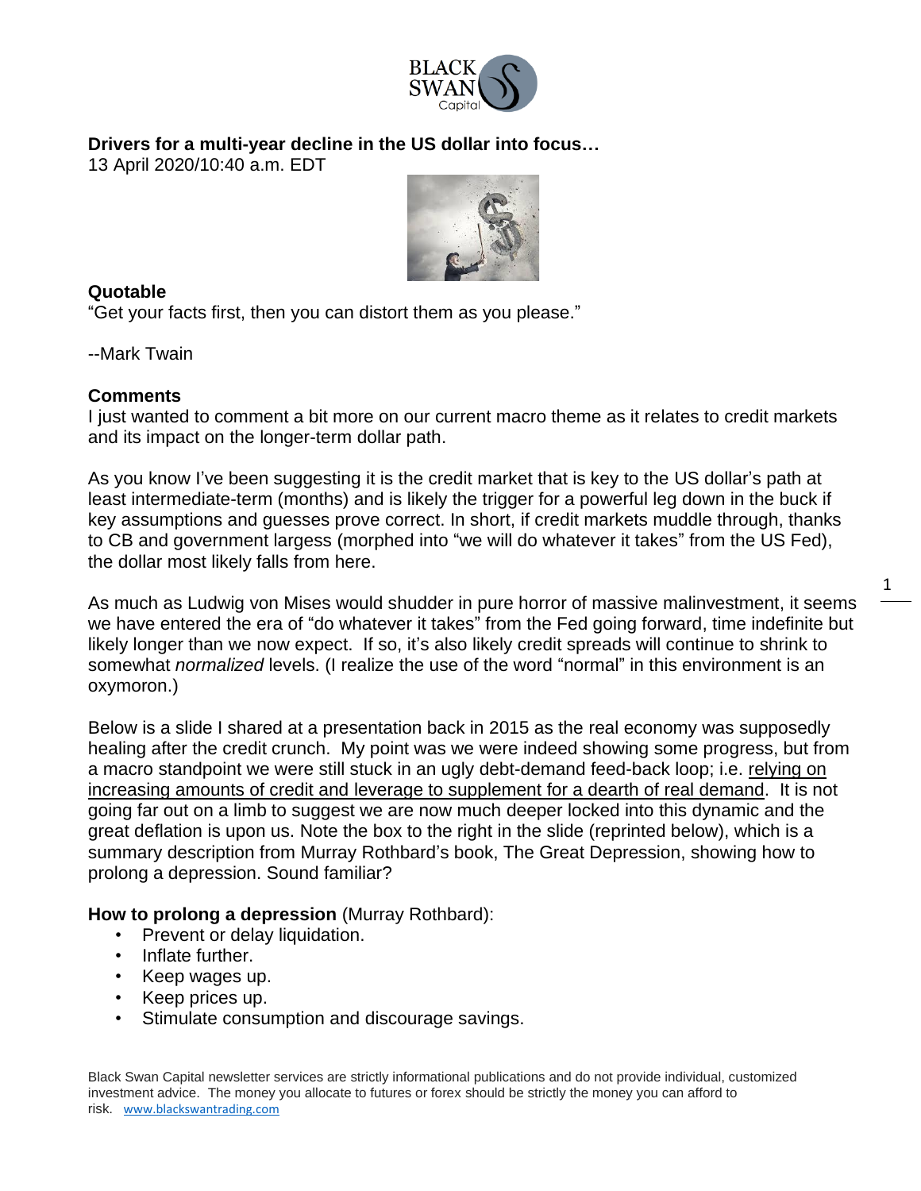**Drivers for a multi-year decline in the US dollar into focus…**

13 April 2020/10:40 a.m. EDT

**Quotable**

"Get your facts first, then you can distort them as you please."

--Mark Twain

**Comments**

I just wanted to comment a bit more on our current macro theme as it relates to credit markets and its impact on the longer-term dollar path.

As you know I've been suggesting it is the credit market that is key to the US dollar's path at least intermediate-term (months) and is likely the trigger for a powerful leg down in the buck if key assumptions and guesses prove correct. In short, if credit markets muddle through, thanks to CB and government largess (morphed into "we will do whatever it takes" from the US Fed), the dollar most likely falls from here.

As much as Ludwig von Mises would shudder in pure horror of massive malinvestment, it seems we have entered the era of "do whatever it takes" from the Fed going forward, time indefinite but likely longer than we now expect. If so, it's also likely credit spreads will continue to shrink to somewhat *normalized* levels. (I realize the use of the word "normal" in this environment is an oxymoron.)

Below is a slide I shared at a presentation back in 2015 as the real economy was supposedly healing after the credit crunch. My point was we were indeed showing some progress, but from a macro standpoint we were still stuck in an ugly debt-demand feed-back loop; i.e. relying on increasing amounts of credit and leverage to supplement for a dearth of real demand. It is not going far out on a limb to suggest we are now much deeper locked into this dynamic and the great deflation is upon us. Note the box to the right in the slide (reprinted below), which is a summary description from Murray Rothbard's book, The Great Depression, showing how to prolong a depression. Sound familiar?

**How to prolong a depression** (Murray Rothbard):

- Prevent or delay liquidation.
- Inflate further.
- Keep wages up.
- Keep prices up.
- Stimulate consumption and discourage savings.

Black Swan Capital newsletter services are strictly informational publications and do not provide individual, customized investment advice. The money you allocate to futures or forex should be strictly the money you can afford to risk. www.blackswantrading.com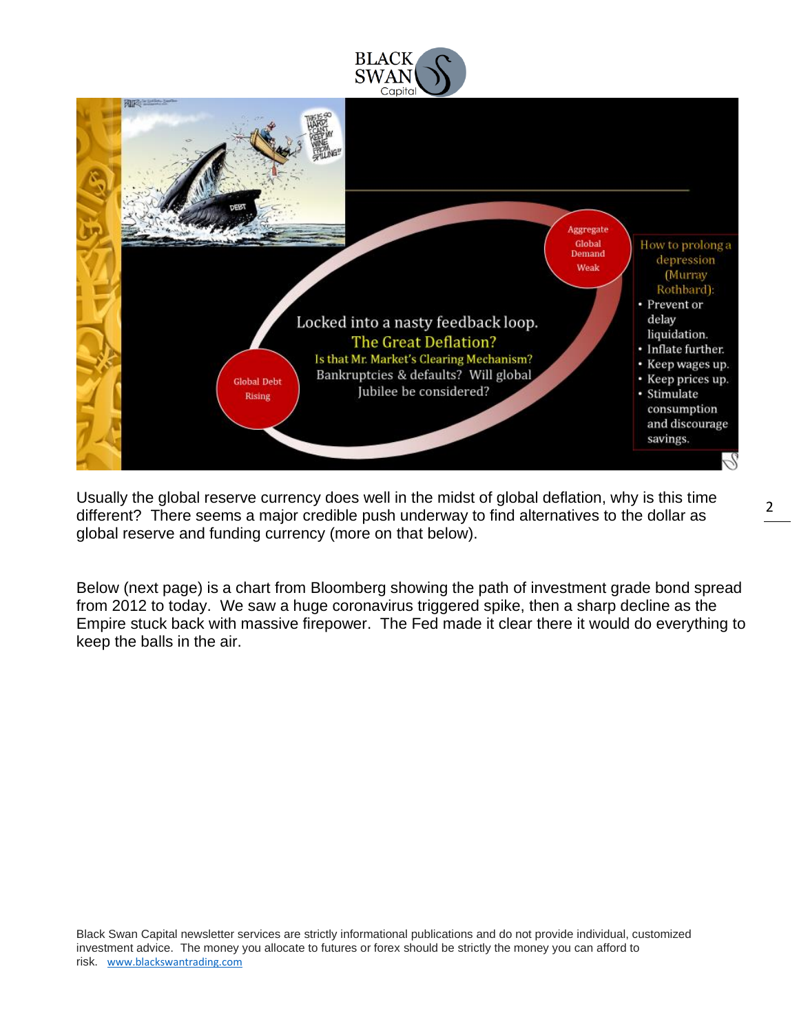Aggregate Global Demand Weak

Locked into a nasty feedback loop.

The Great Deflation?

Is that Mr. Market's Clearing Mechanism?

Bankruptcies & defaults? Will global Jubilee be considered?

Global Debt Rising

How to prolong a depression (Murray Rothbard):

- Prevent or delay liquidation.
- Inflate further.
- Keep wages up.
- Keep prices up.
- Stimulate consumption and discourage savings.

Usually the global reserve currency does well in the midst of global deflation, why is this time different? There seems a major credible push underway to find alternatives to the dollar as global reserve and funding currency (more on that below).

Below (next page) is a chart from Bloomberg showing the path of investment grade bond spread from 2012 to today. We saw a huge coronavirus triggered spike, then a sharp decline as the Empire stuck back with massive firepower. The Fed made it clear there it would do everything to keep the balls in the air.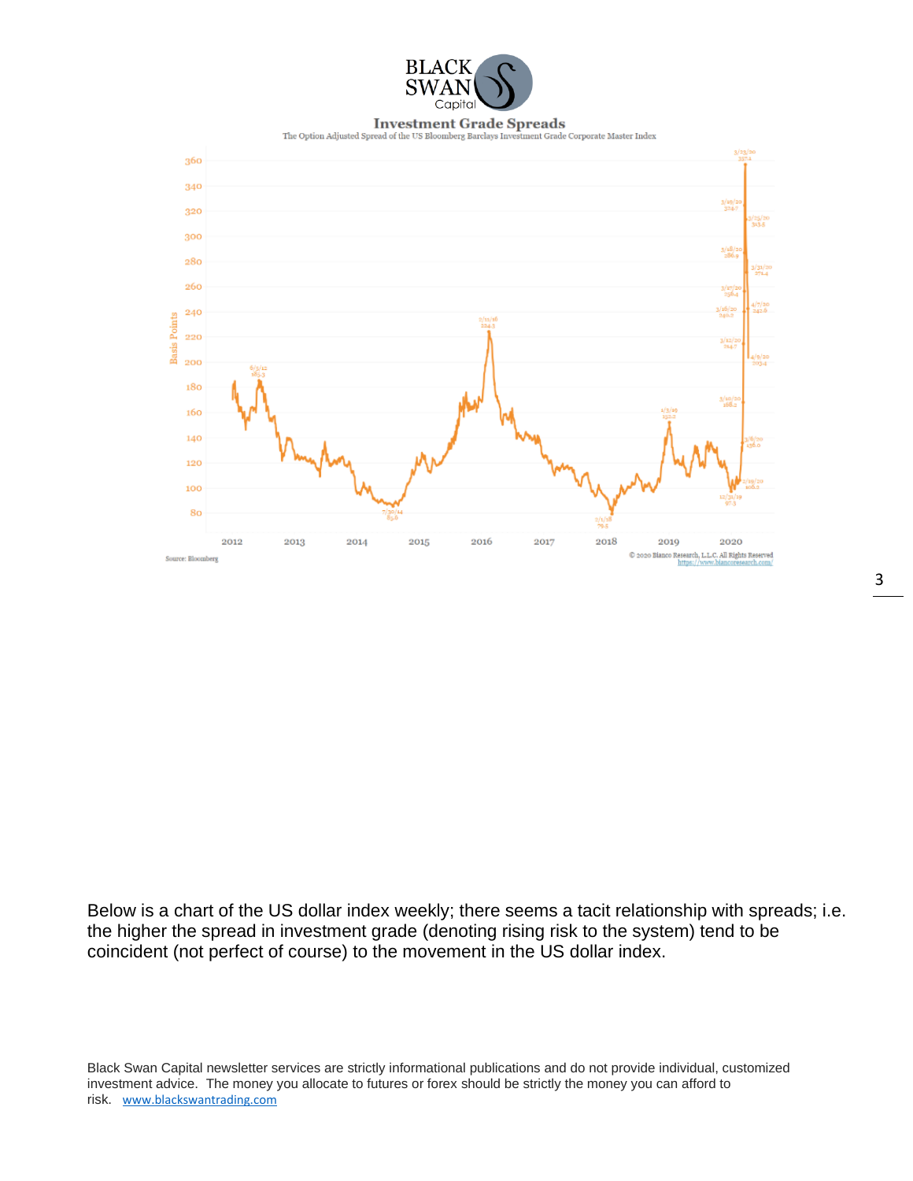**Investment Grade Spreads**

The Option Adjusted Spread of the US Bloomberg Barclays Investment Grade Corporate Master Index

Source: Bloomberg

© 2020 Bianco Research, L.L.C. All Rights Reserved
https://www.biancoresearch.com/

Below is a chart of the US dollar index weekly; there seems a tacit relationship with spreads; i.e. the higher the spread in investment grade (denoting rising risk to the system) tend to be coincident (not perfect of course) to the movement in the US dollar index.

Black Swan Capital newsletter services are strictly informational publications and do not provide individual, customized investment advice. The money you allocate to futures or forex should be strictly the money you can afford to risk. www.blackswantrading.com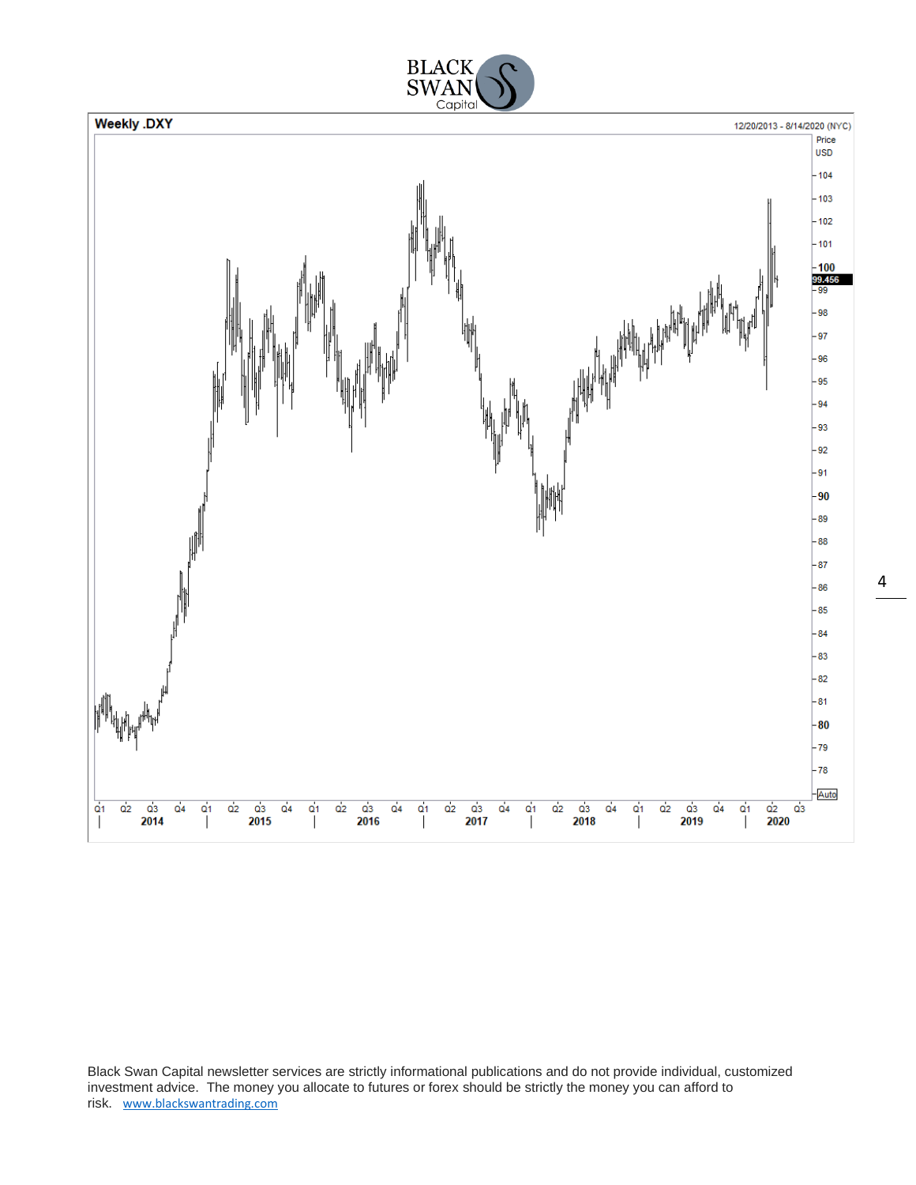Black Swan Capital newsletter services are strictly informational publications and do not provide individual, customized investment advice. The money you allocate to futures or forex should be strictly the money you can afford to risk. www.blackswantrading.com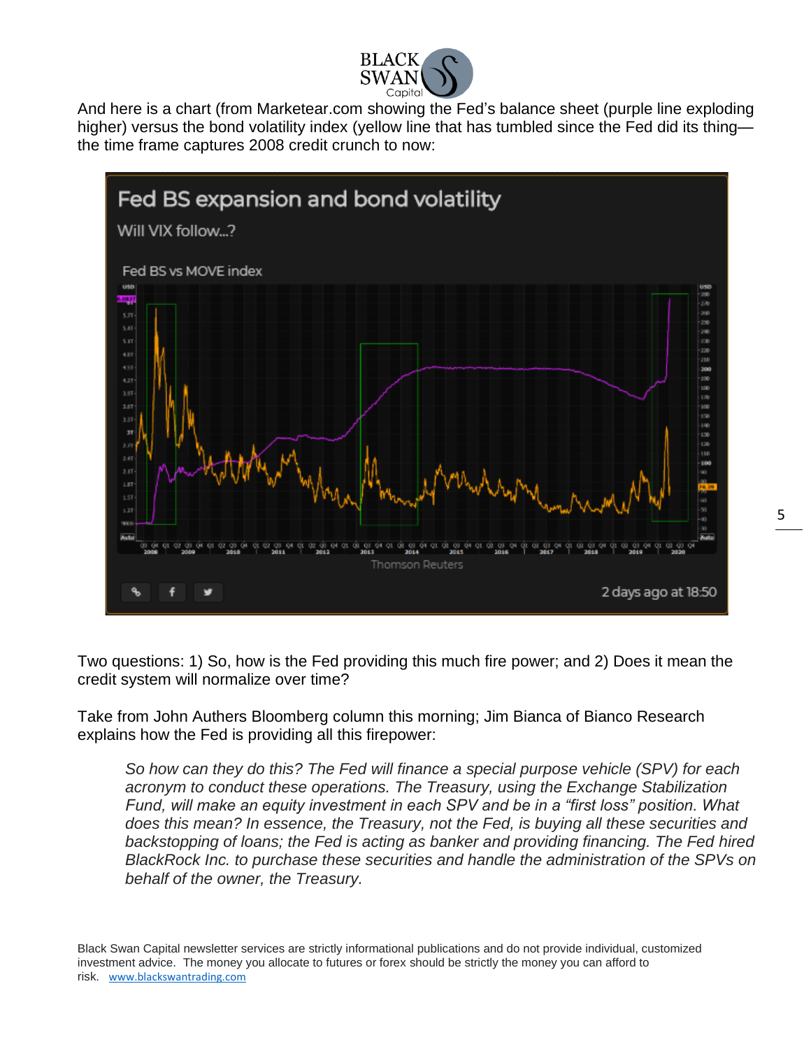And here is a chart (from Marketear.com showing the Fed's balance sheet (purple line exploding higher) versus the bond volatility index (yellow line that has tumbled since the Fed did its thing—the time frame captures 2008 credit crunch to now:

Two questions: 1) So, how is the Fed providing this much fire power; and 2) Does it mean the credit system will normalize over time?

Take from John Authers Bloomberg column this morning; Jim Bianca of Bianco Research explains how the Fed is providing all this firepower:

> *So how can they do this? The Fed will finance a special purpose vehicle (SPV) for each acronym to conduct these operations. The Treasury, using the Exchange Stabilization Fund, will make an equity investment in each SPV and be in a "first loss" position. What does this mean? In essence, the Treasury, not the Fed, is buying all these securities and backstopping of loans; the Fed is acting as banker and providing financing. The Fed hired BlackRock Inc. to purchase these securities and handle the administration of the SPVs on behalf of the owner, the Treasury.*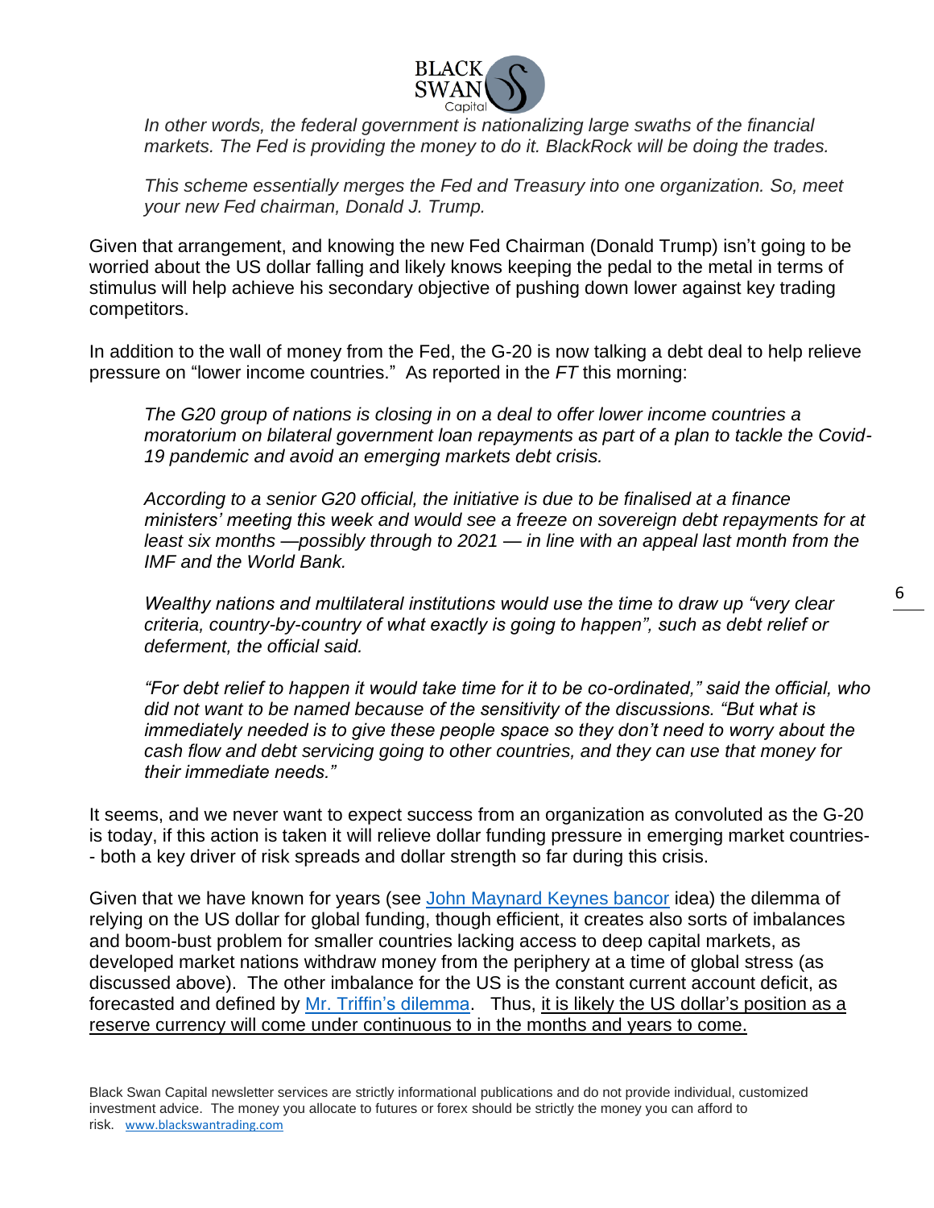*In other words, the federal government is nationalizing large swaths of the financial markets. The Fed is providing the money to do it. BlackRock will be doing the trades.*

*This scheme essentially merges the Fed and Treasury into one organization. So, meet your new Fed chairman, Donald J. Trump.*

Given that arrangement, and knowing the new Fed Chairman (Donald Trump) isn't going to be worried about the US dollar falling and likely knows keeping the pedal to the metal in terms of stimulus will help achieve his secondary objective of pushing down lower against key trading competitors.

In addition to the wall of money from the Fed, the G-20 is now talking a debt deal to help relieve pressure on "lower income countries." As reported in the *FT* this morning:

*The G20 group of nations is closing in on a deal to offer lower income countries a moratorium on bilateral government loan repayments as part of a plan to tackle the Covid-19 pandemic and avoid an emerging markets debt crisis.*

*According to a senior G20 official, the initiative is due to be finalised at a finance ministers' meeting this week and would see a freeze on sovereign debt repayments for at least six months —possibly through to 2021 — in line with an appeal last month from the IMF and the World Bank.*

*Wealthy nations and multilateral institutions would use the time to draw up "very clear criteria, country-by-country of what exactly is going to happen", such as debt relief or deferment, the official said.*

*"For debt relief to happen it would take time for it to be co-ordinated," said the official, who did not want to be named because of the sensitivity of the discussions. "But what is immediately needed is to give these people space so they don't need to worry about the cash flow and debt servicing going to other countries, and they can use that money for their immediate needs."*

It seems, and we never want to expect success from an organization as convoluted as the G-20 is today, if this action is taken it will relieve dollar funding pressure in emerging market countries-- both a key driver of risk spreads and dollar strength so far during this crisis.

Given that we have known for years (see [John Maynard Keynes bancor]() idea) the dilemma of relying on the US dollar for global funding, though efficient, it creates also sorts of imbalances and boom-bust problem for smaller countries lacking access to deep capital markets, as developed market nations withdraw money from the periphery at a time of global stress (as discussed above). The other imbalance for the US is the constant current account deficit, as forecasted and defined by [Mr. Triffin's dilemma](). Thus, <u>it is likely the US dollar's position as a reserve currency will come under continuous to in the months and years to come.</u>

Black Swan Capital newsletter services are strictly informational publications and do not provide individual, customized investment advice. The money you allocate to futures or forex should be strictly the money you can afford to risk. www.blackswantrading.com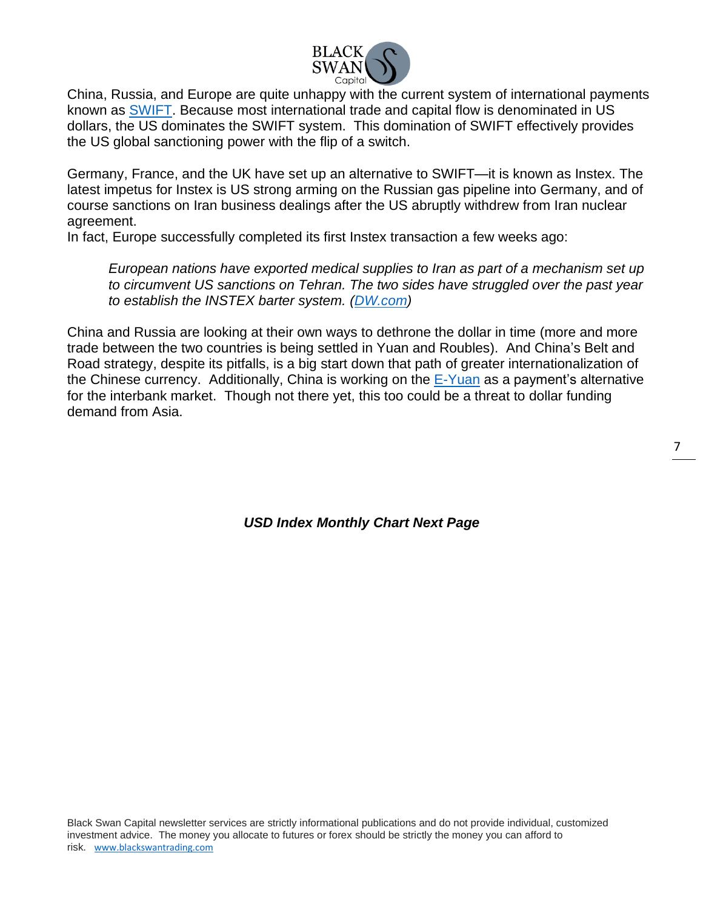China, Russia, and Europe are quite unhappy with the current system of international payments known as [SWIFT](). Because most international trade and capital flow is denominated in US dollars, the US dominates the SWIFT system. This domination of SWIFT effectively provides the US global sanctioning power with the flip of a switch.

Germany, France, and the UK have set up an alternative to SWIFT—it is known as Instex. The latest impetus for Instex is US strong arming on the Russian gas pipeline into Germany, and of course sanctions on Iran business dealings after the US abruptly withdrew from Iran nuclear agreement.
In fact, Europe successfully completed its first Instex transaction a few weeks ago:

> *European nations have exported medical supplies to Iran as part of a mechanism set up to circumvent US sanctions on Tehran. The two sides have struggled over the past year to establish the INSTEX barter system. (DW.com)*

China and Russia are looking at their own ways to dethrone the dollar in time (more and more trade between the two countries is being settled in Yuan and Roubles). And China's Belt and Road strategy, despite its pitfalls, is a big start down that path of greater internationalization of the Chinese currency. Additionally, China is working on the E-Yuan as a payment's alternative for the interbank market. Though not there yet, this too could be a threat to dollar funding demand from Asia.

***USD Index Monthly Chart Next Page***

Black Swan Capital newsletter services are strictly informational publications and do not provide individual, customized investment advice. The money you allocate to futures or forex should be strictly the money you can afford to risk. www.blackswantrading.com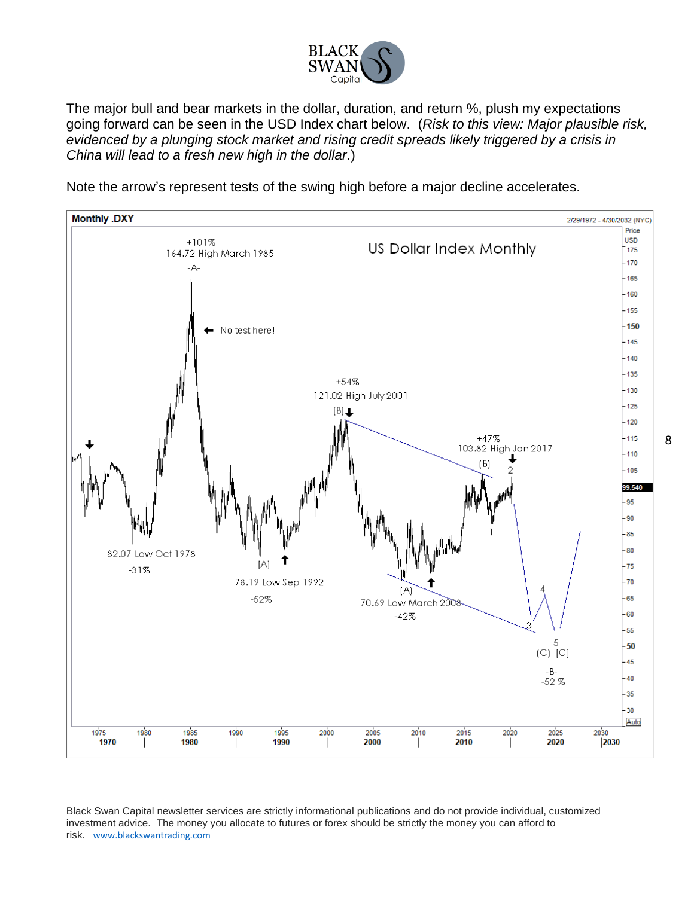The major bull and bear markets in the dollar, duration, and return %, plush my expectations going forward can be seen in the USD Index chart below. (*Risk to this view: Major plausible risk, evidenced by a plunging stock market and rising credit spreads likely triggered by a crisis in China will lead to a fresh new high in the dollar*.)

Note the arrow's represent tests of the swing high before a major decline accelerates.

Monthly .DXY

2/29/1972 - 4/30/2032 (NYC)

US Dollar Index Monthly

+101%
164.72 High March 1985
-A-

No test here!

+54%
121.02 High July 2001
[B]

+47%
103.82 High Jan 2017
(B)

2

1

99.540

82.07 Low Oct 1978
-31%

[A]

78.19 Low Sep 1992
-52%

(A)
70.69 Low March 2008
-42%

3

4

5
(C) [C]

-B-
-52 %

Black Swan Capital newsletter services are strictly informational publications and do not provide individual, customized investment advice. The money you allocate to futures or forex should be strictly the money you can afford to risk. www.blackswantrading.com